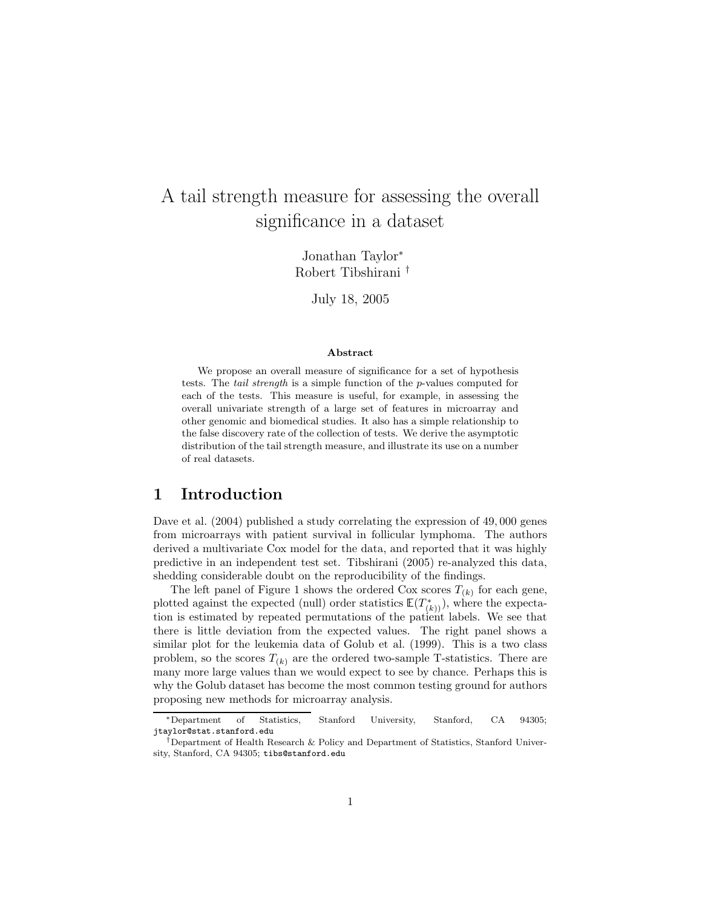# A tail strength measure for assessing the overall significance in a dataset

Jonathan Taylor*
Robert Tibshirani †

July 18, 2005

### Abstract

We propose an overall measure of significance for a set of hypothesis tests. The *tail strength* is a simple function of the *p*-values computed for each of the tests. This measure is useful, for example, in assessing the overall univariate strength of a large set of features in microarray and other genomic and biomedical studies. It also has a simple relationship to the false discovery rate of the collection of tests. We derive the asymptotic distribution of the tail strength measure, and illustrate its use on a number of real datasets.

## 1 Introduction

Dave et al. (2004) published a study correlating the expression of 49,000 genes from microarrays with patient survival in follicular lymphoma. The authors derived a multivariate Cox model for the data, and reported that it was highly predictive in an independent test set. Tibshirani (2005) re-analyzed this data, shedding considerable doubt on the reproducibility of the findings.

The left panel of Figure 1 shows the ordered Cox scores $T_{(k)}$ for each gene, plotted against the expected (null) order statistics $\mathbb{E}(T^*_{(k)})$, where the expectation is estimated by repeated permutations of the patient labels. We see that there is little deviation from the expected values. The right panel shows a similar plot for the leukemia data of Golub et al. (1999). This is a two class problem, so the scores $T_{(k)}$ are the ordered two-sample T-statistics. There are many more large values than we would expect to see by chance. Perhaps this is why the Golub dataset has become the most common testing ground for authors proposing new methods for microarray analysis.

---

*Department of Statistics, Stanford University, Stanford, CA 94305; jtaylor@stat.stanford.edu

†Department of Health Research & Policy and Department of Statistics, Stanford University, Stanford, CA 94305; tibs@stanford.edu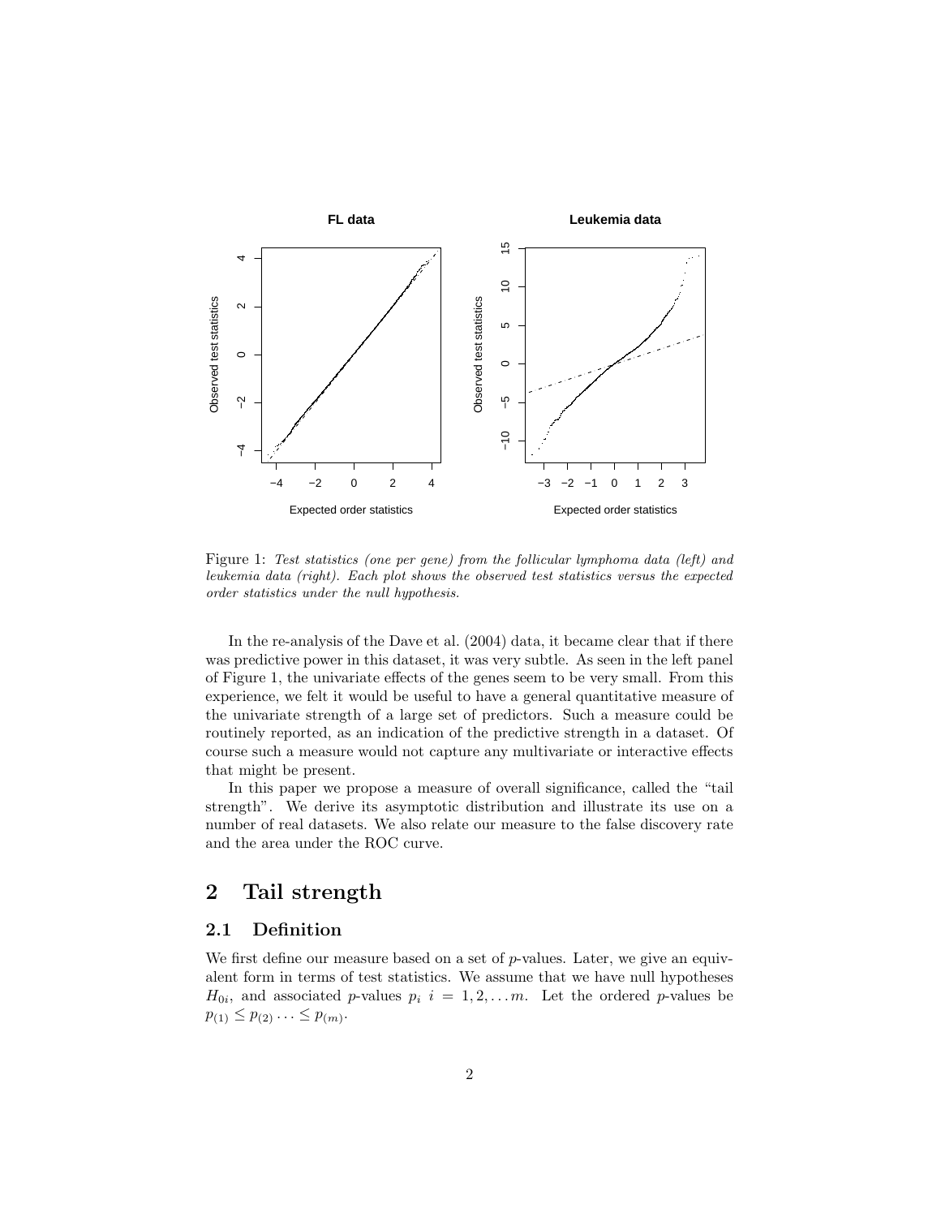Figure 1: *Test statistics (one per gene) from the follicular lymphoma data (left) and leukemia data (right). Each plot shows the observed test statistics versus the expected order statistics under the null hypothesis.*

In the re-analysis of the Dave et al. (2004) data, it became clear that if there was predictive power in this dataset, it was very subtle. As seen in the left panel of Figure 1, the univariate effects of the genes seem to be very small. From this experience, we felt it would be useful to have a general quantitative measure of the univariate strength of a large set of predictors. Such a measure could be routinely reported, as an indication of the predictive strength in a dataset. Of course such a measure would not capture any multivariate or interactive effects that might be present.

In this paper we propose a measure of overall significance, called the "tail strength". We derive its asymptotic distribution and illustrate its use on a number of real datasets. We also relate our measure to the false discovery rate and the area under the ROC curve.

## 2 Tail strength

### 2.1 Definition

We first define our measure based on a set of $p$-values. Later, we give an equivalent form in terms of test statistics. We assume that we have null hypotheses $H_{0i}$, and associated $p$-values $p_i$ $i = 1, 2, \ldots m$. Let the ordered $p$-values be $p_{(1)} \leq p_{(2)} \cdots \leq p_{(m)}$.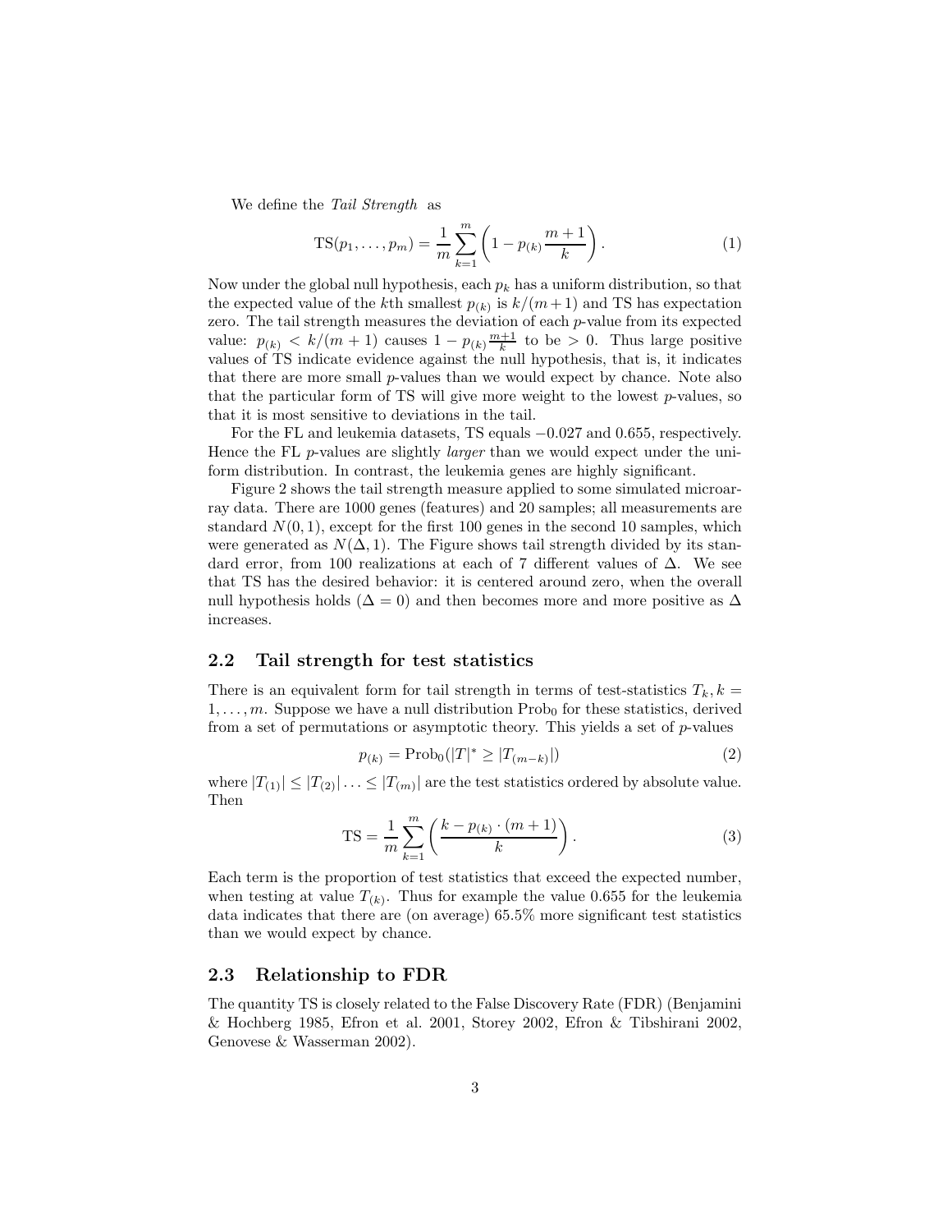We define the *Tail Strength* as

$$\text{TS}(p_1, \ldots, p_m) = \frac{1}{m} \sum_{k=1}^{m} \left(1 - p_{(k)} \frac{m+1}{k}\right). \tag{1}$$

Now under the global null hypothesis, each $p_k$ has a uniform distribution, so that the expected value of the $k$th smallest $p_{(k)}$ is $k/(m+1)$ and TS has expectation zero. The tail strength measures the deviation of each $p$-value from its expected value: $p_{(k)} < k/(m+1)$ causes $1 - p_{(k)} \frac{m+1}{k}$ to be $> 0$. Thus large positive values of TS indicate evidence against the null hypothesis, that is, it indicates that there are more small $p$-values than we would expect by chance. Note also that the particular form of TS will give more weight to the lowest $p$-values, so that it is most sensitive to deviations in the tail.

For the FL and leukemia datasets, TS equals $-0.027$ and $0.655$, respectively. Hence the FL $p$-values are slightly *larger* than we would expect under the uniform distribution. In contrast, the leukemia genes are highly significant.

Figure 2 shows the tail strength measure applied to some simulated microarray data. There are 1000 genes (features) and 20 samples; all measurements are standard $N(0, 1)$, except for the first 100 genes in the second 10 samples, which were generated as $N(\Delta, 1)$. The Figure shows tail strength divided by its standard error, from 100 realizations at each of 7 different values of $\Delta$. We see that TS has the desired behavior: it is centered around zero, when the overall null hypothesis holds ($\Delta = 0$) and then becomes more and more positive as $\Delta$ increases.

## 2.2 Tail strength for test statistics

There is an equivalent form for tail strength in terms of test-statistics $T_k, k = 1, \ldots, m$. Suppose we have a null distribution $\text{Prob}_0$ for these statistics, derived from a set of permutations or asymptotic theory. This yields a set of $p$-values

$$p_{(k)} = \text{Prob}_0(|T|^* \geq |T_{(m-k)}|) \tag{2}$$

where $|T_{(1)}| \leq |T_{(2)}| \ldots \leq |T_{(m)}|$ are the test statistics ordered by absolute value. Then

$$\text{TS} = \frac{1}{m} \sum_{k=1}^{m} \left(\frac{k - p_{(k)} \cdot (m+1)}{k}\right). \tag{3}$$

Each term is the proportion of test statistics that exceed the expected number, when testing at value $T_{(k)}$. Thus for example the value 0.655 for the leukemia data indicates that there are (on average) 65.5% more significant test statistics than we would expect by chance.

## 2.3 Relationship to FDR

The quantity TS is closely related to the False Discovery Rate (FDR) (Benjamini & Hochberg 1985, Efron et al. 2001, Storey 2002, Efron & Tibshirani 2002, Genovese & Wasserman 2002).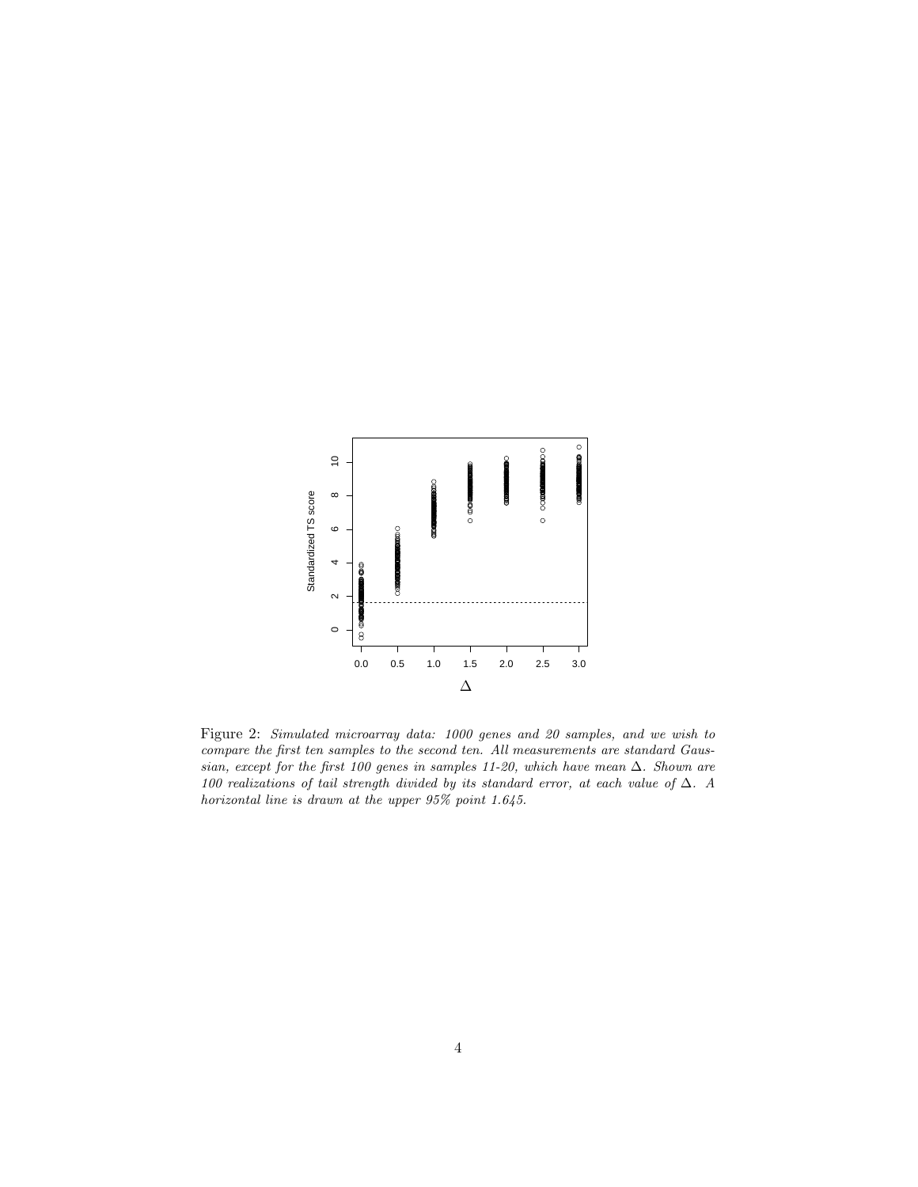Figure 2: *Simulated microarray data: 1000 genes and 20 samples, and we wish to compare the first ten samples to the second ten. All measurements are standard Gaussian, except for the first 100 genes in samples 11-20, which have mean $\Delta$. Shown are 100 realizations of tail strength divided by its standard error, at each value of $\Delta$. A horizontal line is drawn at the upper 95% point 1.645.*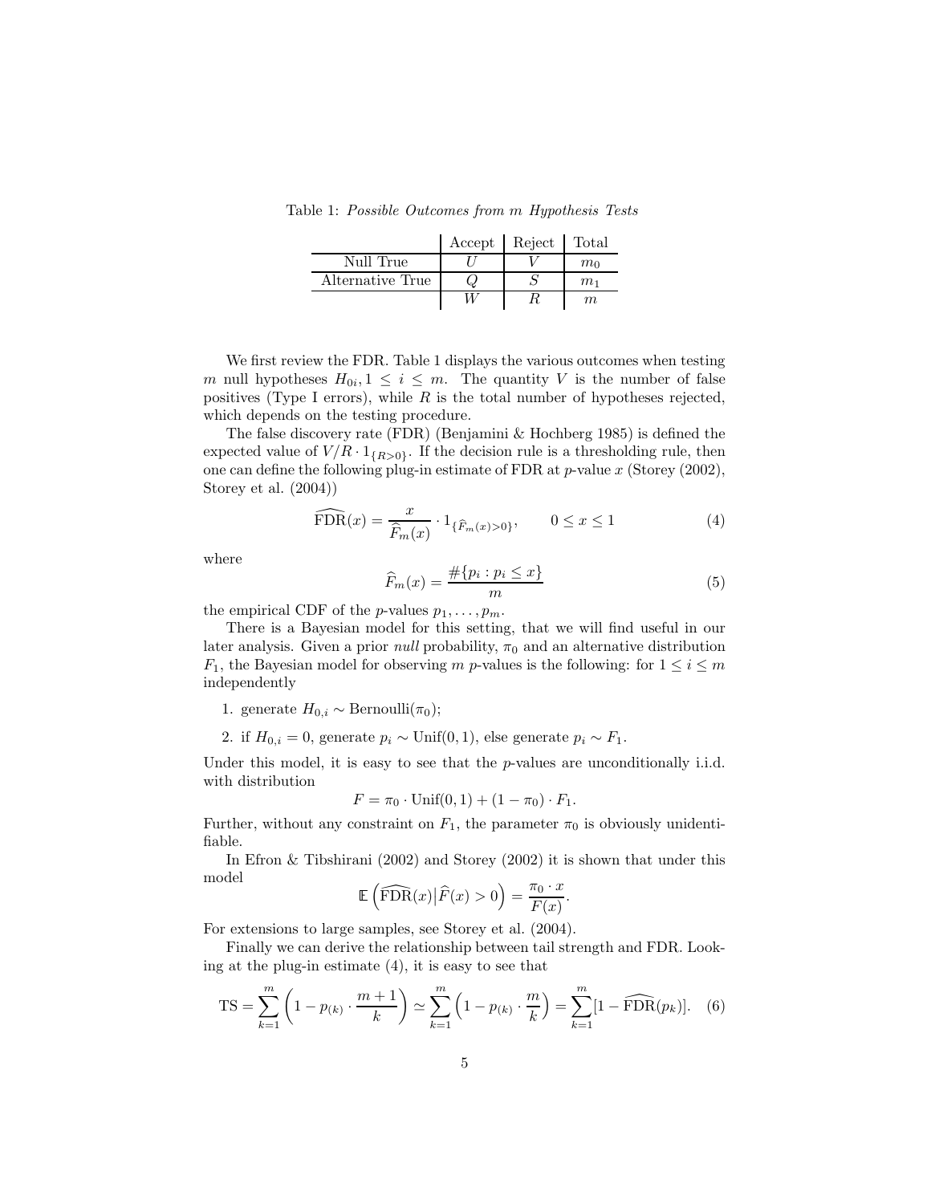Table 1: *Possible Outcomes from m Hypothesis Tests*

| | Accept | Reject | Total |
|---|---|---|---|
| Null True | $U$ | $V$ | $m_0$ |
| Alternative True | $Q$ | $S$ | $m_1$ |
| | $W$ | $R$ | $m$ |

We first review the FDR. Table 1 displays the various outcomes when testing $m$ null hypotheses $H_{0i}, 1 \leq i \leq m$. The quantity $V$ is the number of false positives (Type I errors), while $R$ is the total number of hypotheses rejected, which depends on the testing procedure.

The false discovery rate (FDR) (Benjamini & Hochberg 1985) is defined the expected value of $V/R \cdot 1_{\{R>0\}}$. If the decision rule is a thresholding rule, then one can define the following plug-in estimate of FDR at $p$-value $x$ (Storey (2002), Storey et al. (2004))

$$\widehat{\mathrm{FDR}}(x) = \frac{x}{\widehat{F}_m(x)} \cdot 1_{\{\widehat{F}_m(x)>0\}}, \qquad 0 \leq x \leq 1 \tag{4}$$

where

$$\widehat{F}_m(x) = \frac{\#\{p_i : p_i \leq x\}}{m} \tag{5}$$

the empirical CDF of the $p$-values $p_1, \dots, p_m$.

There is a Bayesian model for this setting, that we will find useful in our later analysis. Given a prior *null* probability, $\pi_0$ and an alternative distribution $F_1$, the Bayesian model for observing $m$ $p$-values is the following: for $1 \leq i \leq m$ independently

1. generate $H_{0,i} \sim \mathrm{Bernoulli}(\pi_0)$;
2. if $H_{0,i} = 0$, generate $p_i \sim \mathrm{Unif}(0,1)$, else generate $p_i \sim F_1$.

Under this model, it is easy to see that the $p$-values are unconditionally i.i.d. with distribution

$$F = \pi_0 \cdot \mathrm{Unif}(0,1) + (1 - \pi_0) \cdot F_1.$$

Further, without any constraint on $F_1$, the parameter $\pi_0$ is obviously unidentifiable.

In Efron & Tibshirani (2002) and Storey (2002) it is shown that under this model

$$\mathbb{E}\left(\widehat{\mathrm{FDR}}(x) \middle| \widehat{F}(x) > 0\right) = \frac{\pi_0 \cdot x}{F(x)}.$$

For extensions to large samples, see Storey et al. (2004).

Finally we can derive the relationship between tail strength and FDR. Looking at the plug-in estimate (4), it is easy to see that

$$\mathrm{TS} = \sum_{k=1}^{m} \left(1 - p_{(k)} \cdot \frac{m+1}{k}\right) \simeq \sum_{k=1}^{m} \left(1 - p_{(k)} \cdot \frac{m}{k}\right) = \sum_{k=1}^{m} [1 - \widehat{\mathrm{FDR}}(p_k)]. \tag{6}$$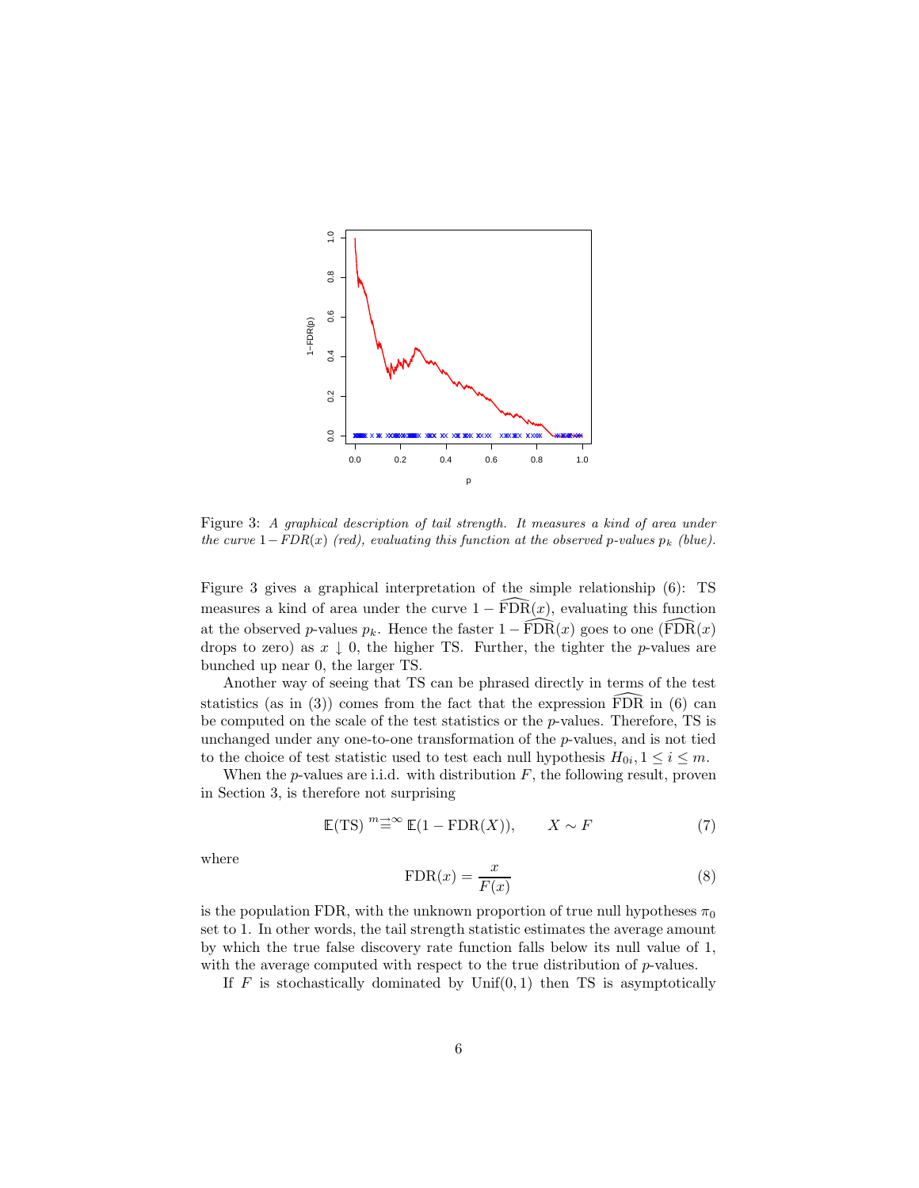Figure 3: *A graphical description of tail strength. It measures a kind of area under the curve $1 - FDR(x)$ (red), evaluating this function at the observed p-values $p_k$ (blue).*

Figure 3 gives a graphical interpretation of the simple relationship (6): TS measures a kind of area under the curve $1 - \widehat{\text{FDR}}(x)$, evaluating this function at the observed $p$-values $p_k$. Hence the faster $1 - \widehat{\text{FDR}}(x)$ goes to one ($\widehat{\text{FDR}}(x)$ drops to zero) as $x \downarrow 0$, the higher TS. Further, the tighter the $p$-values are bunched up near 0, the larger TS.

Another way of seeing that TS can be phrased directly in terms of the test statistics (as in (3)) comes from the fact that the expression $\widehat{\text{FDR}}$ in (6) can be computed on the scale of the test statistics or the $p$-values. Therefore, TS is unchanged under any one-to-one transformation of the $p$-values, and is not tied to the choice of test statistic used to test each null hypothesis $H_{0i}, 1 \le i \le m$.

When the $p$-values are i.i.d. with distribution $F$, the following result, proven in Section 3, is therefore not surprising

$$\mathbb{E}(\text{TS}) \overset{m \to \infty}{=} \mathbb{E}(1 - \text{FDR}(X)), \qquad X \sim F \tag{7}$$

where

$$\text{FDR}(x) = \frac{x}{F(x)} \tag{8}$$

is the population FDR, with the unknown proportion of true null hypotheses $\pi_0$ set to 1. In other words, the tail strength statistic estimates the average amount by which the true false discovery rate function falls below its null value of 1, with the average computed with respect to the true distribution of $p$-values.

If $F$ is stochastically dominated by Unif$(0, 1)$ then TS is asymptotically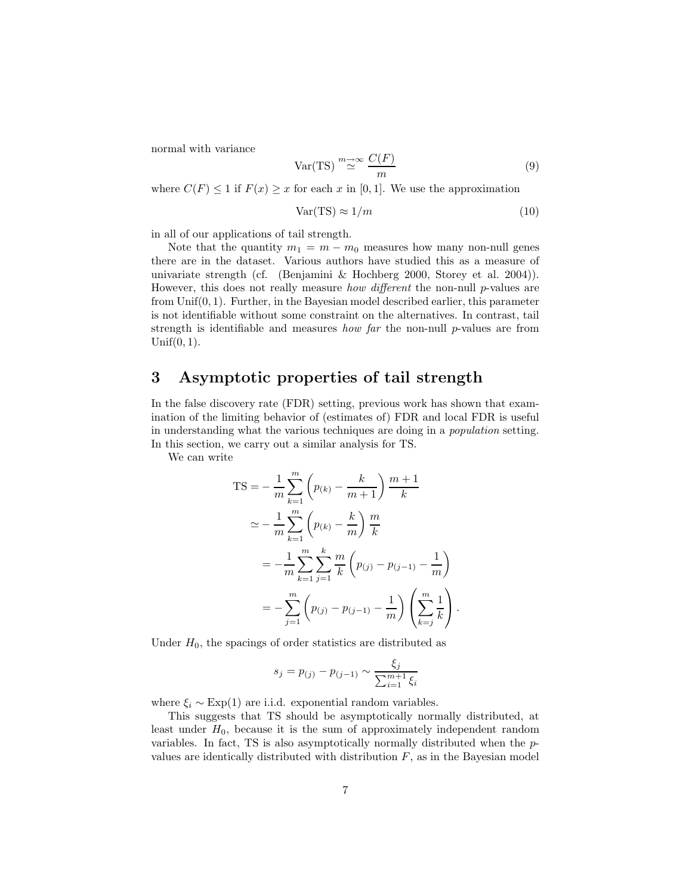normal with variance

$$\text{Var}(\text{TS}) \overset{m \to \infty}{\simeq} \frac{C(F)}{m} \tag{9}$$

where $C(F) \leq 1$ if $F(x) \geq x$ for each $x$ in $[0, 1]$. We use the approximation

$$\text{Var}(\text{TS}) \approx 1/m \tag{10}$$

in all of our applications of tail strength.

Note that the quantity $m_1 = m - m_0$ measures how many non-null genes there are in the dataset. Various authors have studied this as a measure of univariate strength (cf. (Benjamini & Hochberg 2000, Storey et al. 2004)). However, this does not really measure *how different* the non-null $p$-values are from $\text{Unif}(0, 1)$. Further, in the Bayesian model described earlier, this parameter is not identifiable without some constraint on the alternatives. In contrast, tail strength is identifiable and measures *how far* the non-null $p$-values are from $\text{Unif}(0, 1)$.

## 3 Asymptotic properties of tail strength

In the false discovery rate (FDR) setting, previous work has shown that examination of the limiting behavior of (estimates of) FDR and local FDR is useful in understanding what the various techniques are doing in a *population* setting. In this section, we carry out a similar analysis for TS.

We can write

$$\begin{aligned}
\text{TS} &= -\frac{1}{m} \sum_{k=1}^{m} \left( p_{(k)} - \frac{k}{m+1} \right) \frac{m+1}{k} \\
&\simeq -\frac{1}{m} \sum_{k=1}^{m} \left( p_{(k)} - \frac{k}{m} \right) \frac{m}{k} \\
&= -\frac{1}{m} \sum_{k=1}^{m} \sum_{j=1}^{k} \frac{m}{k} \left( p_{(j)} - p_{(j-1)} - \frac{1}{m} \right) \\
&= -\sum_{j=1}^{m} \left( p_{(j)} - p_{(j-1)} - \frac{1}{m} \right) \left( \sum_{k=j}^{m} \frac{1}{k} \right).
\end{aligned}$$

Under $H_0$, the spacings of order statistics are distributed as

$$s_j = p_{(j)} - p_{(j-1)} \sim \frac{\xi_j}{\sum_{i=1}^{m+1} \xi_i}$$

where $\xi_i \sim \text{Exp}(1)$ are i.i.d. exponential random variables.

This suggests that TS should be asymptotically normally distributed, at least under $H_0$, because it is the sum of approximately independent random variables. In fact, TS is also asymptotically normally distributed when the $p$-values are identically distributed with distribution $F$, as in the Bayesian model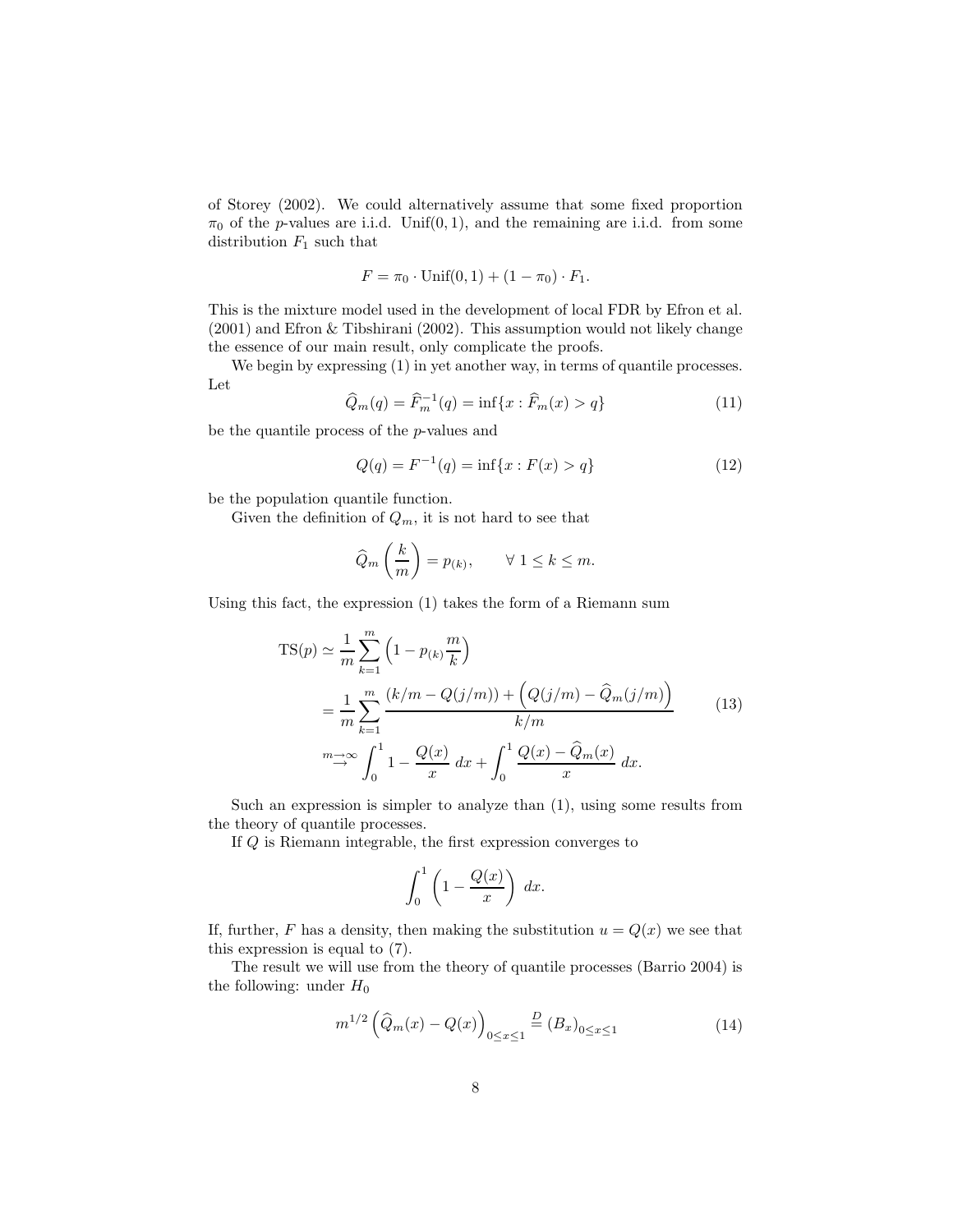of Storey (2002). We could alternatively assume that some fixed proportion $\pi_0$ of the $p$-values are i.i.d. Unif(0, 1), and the remaining are i.i.d. from some distribution $F_1$ such that

$$F = \pi_0 \cdot \text{Unif}(0,1) + (1 - \pi_0) \cdot F_1.$$

This is the mixture model used in the development of local FDR by Efron et al. (2001) and Efron & Tibshirani (2002). This assumption would not likely change the essence of our main result, only complicate the proofs.

We begin by expressing (1) in yet another way, in terms of quantile processes. Let

$$\widehat{Q}_m(q) = \widehat{F}_m^{-1}(q) = \inf\{x : \widehat{F}_m(x) > q\} \tag{11}$$

be the quantile process of the $p$-values and

$$Q(q) = F^{-1}(q) = \inf\{x : F(x) > q\} \tag{12}$$

be the population quantile function.

Given the definition of $Q_m$, it is not hard to see that

$$\widehat{Q}_m\left(\frac{k}{m}\right) = p_{(k)}, \qquad \forall\ 1 \le k \le m.$$

Using this fact, the expression (1) takes the form of a Riemann sum

$$\begin{aligned}
\text{TS}(p) &\simeq \frac{1}{m}\sum_{k=1}^{m}\left(1 - p_{(k)}\frac{m}{k}\right) \\
&= \frac{1}{m}\sum_{k=1}^{m}\frac{(k/m - Q(j/m)) + \left(Q(j/m) - \widehat{Q}_m(j/m)\right)}{k/m} \\
&\overset{m\to\infty}{\to} \int_0^1 1 - \frac{Q(x)}{x}\ dx + \int_0^1 \frac{Q(x) - \widehat{Q}_m(x)}{x}\ dx.
\end{aligned} \tag{13}$$

Such an expression is simpler to analyze than (1), using some results from the theory of quantile processes.

If $Q$ is Riemann integrable, the first expression converges to

$$\int_0^1 \left(1 - \frac{Q(x)}{x}\right)\ dx.$$

If, further, $F$ has a density, then making the substitution $u = Q(x)$ we see that this expression is equal to (7).

The result we will use from the theory of quantile processes (Barrio 2004) is the following: under $H_0$

$$m^{1/2}\left(\widehat{Q}_m(x) - Q(x)\right)_{0\le x\le 1} \overset{D}{=} (B_x)_{0\le x\le 1} \tag{14}$$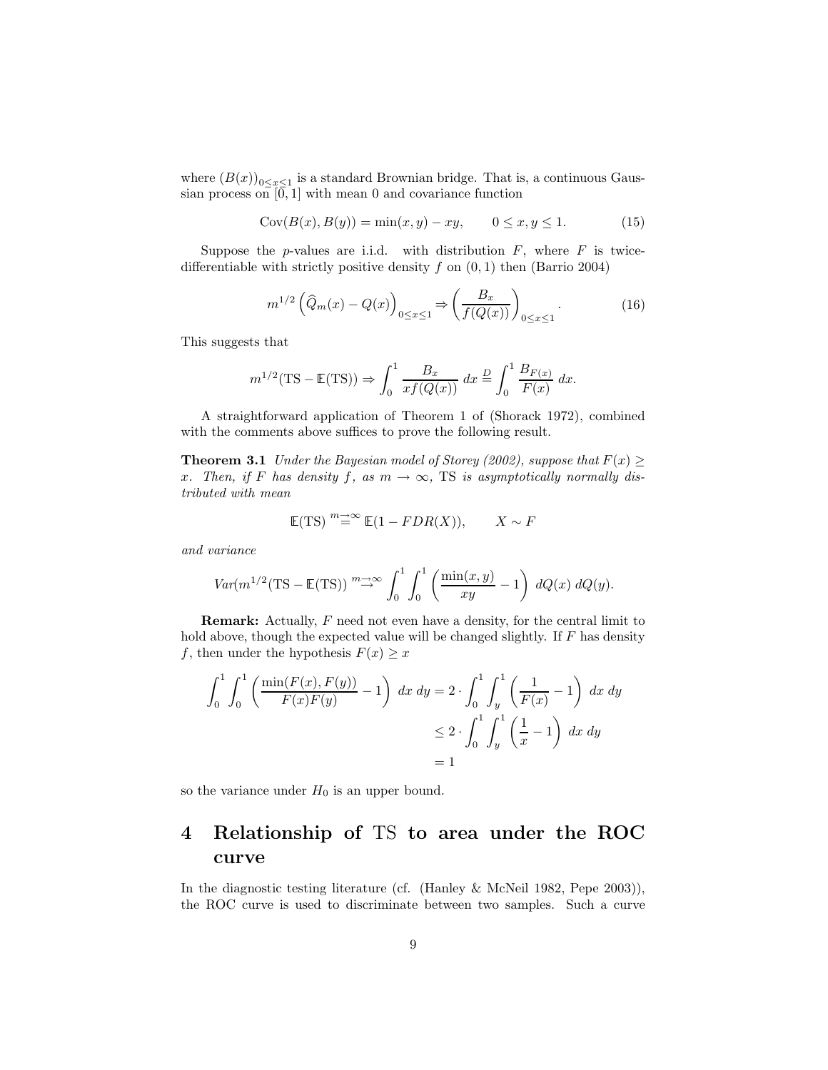where $(B(x))_{0 \leq x \leq 1}$ is a standard Brownian bridge. That is, a continuous Gaussian process on $[0, 1]$ with mean 0 and covariance function

$$\text{Cov}(B(x), B(y)) = \min(x, y) - xy, \qquad 0 \leq x, y \leq 1. \tag{15}$$

Suppose the $p$-values are i.i.d. with distribution $F$, where $F$ is twice-differentiable with strictly positive density $f$ on $(0, 1)$ then (Barrio 2004)

$$m^{1/2} \left( \widehat{Q}_m(x) - Q(x) \right)_{0 \leq x \leq 1} \Rightarrow \left( \frac{B_x}{f(Q(x))} \right)_{0 \leq x \leq 1}. \tag{16}$$

This suggests that

$$m^{1/2}(\text{TS} - \mathbb{E}(\text{TS})) \Rightarrow \int_0^1 \frac{B_x}{x f(Q(x))} \, dx \overset{D}{=} \int_0^1 \frac{B_{F(x)}}{F(x)} \, dx.$$

A straightforward application of Theorem 1 of (Shorack 1972), combined with the comments above suffices to prove the following result.

**Theorem 3.1** *Under the Bayesian model of Storey (2002), suppose that $F(x) \geq x$. Then, if $F$ has density $f$, as $m \to \infty$,* TS *is asymptotically normally distributed with mean*

$$\mathbb{E}(\text{TS}) \overset{m \to \infty}{=} \mathbb{E}(1 - FDR(X)), \qquad X \sim F$$

*and variance*

$$Var(m^{1/2}(\text{TS} - \mathbb{E}(\text{TS})) \overset{m \to \infty}{\to} \int_0^1 \int_0^1 \left( \frac{\min(x, y)}{xy} - 1 \right) \, dQ(x) \, dQ(y).$$

**Remark:** Actually, $F$ need not even have a density, for the central limit to hold above, though the expected value will be changed slightly. If $F$ has density $f$, then under the hypothesis $F(x) \geq x$

$$\begin{aligned}
\int_0^1 \int_0^1 \left( \frac{\min(F(x), F(y))}{F(x)F(y)} - 1 \right) \, dx \, dy &= 2 \cdot \int_0^1 \int_y^1 \left( \frac{1}{F(x)} - 1 \right) \, dx \, dy \\
&\leq 2 \cdot \int_0^1 \int_y^1 \left( \frac{1}{x} - 1 \right) \, dx \, dy \\
&= 1
\end{aligned}$$

so the variance under $H_0$ is an upper bound.

# 4 Relationship of TS to area under the ROC curve

In the diagnostic testing literature (cf. (Hanley & McNeil 1982, Pepe 2003)), the ROC curve is used to discriminate between two samples. Such a curve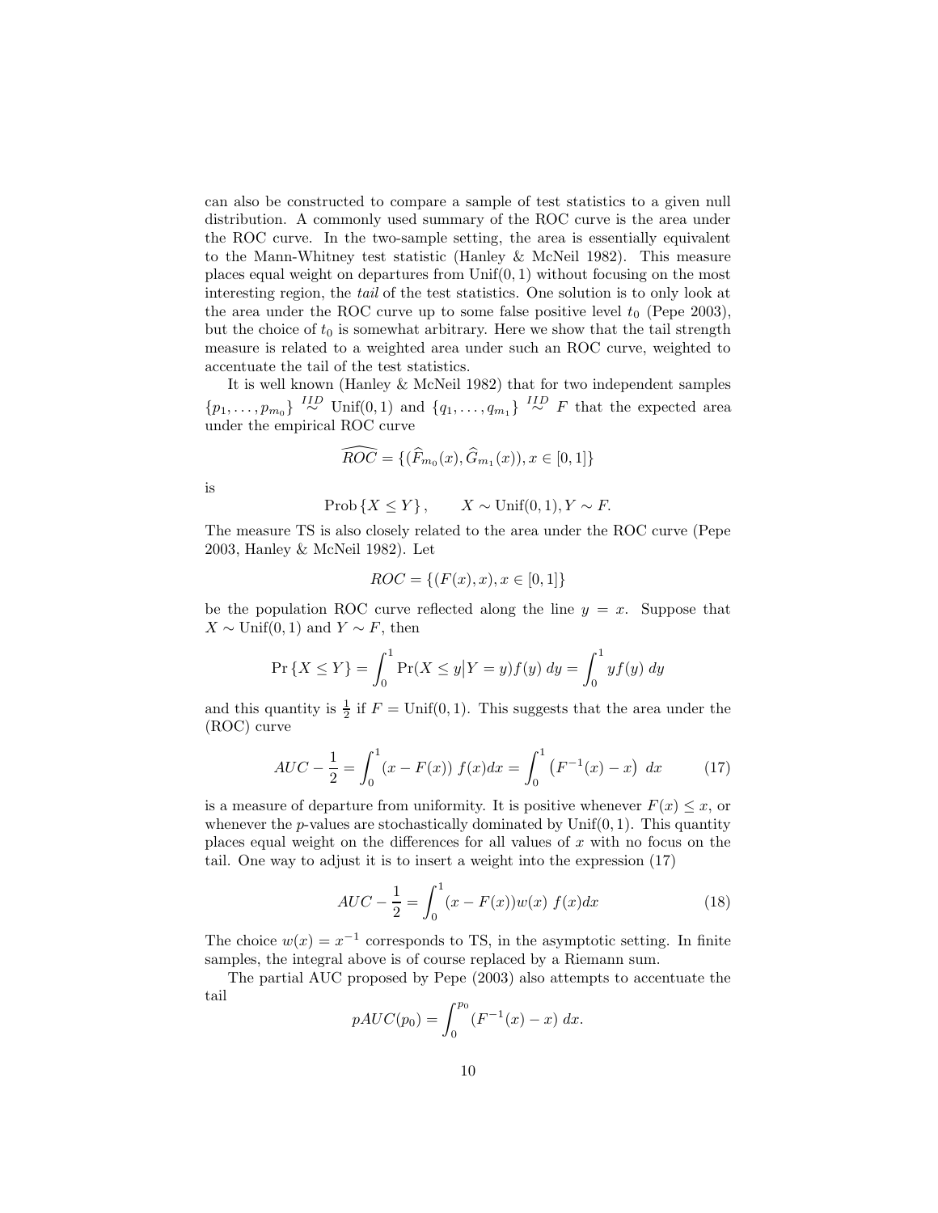can also be constructed to compare a sample of test statistics to a given null distribution. A commonly used summary of the ROC curve is the area under the ROC curve. In the two-sample setting, the area is essentially equivalent to the Mann-Whitney test statistic (Hanley & McNeil 1982). This measure places equal weight on departures from Unif$(0,1)$ without focusing on the most interesting region, the *tail* of the test statistics. One solution is to only look at the area under the ROC curve up to some false positive level $t_0$ (Pepe 2003), but the choice of $t_0$ is somewhat arbitrary. Here we show that the tail strength measure is related to a weighted area under such an ROC curve, weighted to accentuate the tail of the test statistics.

It is well known (Hanley & McNeil 1982) that for two independent samples $\{p_1, \dots, p_{m_0}\} \overset{IID}{\sim} \text{Unif}(0,1)$ and $\{q_1, \dots, q_{m_1}\} \overset{IID}{\sim} F$ that the expected area under the empirical ROC curve

$$\widehat{ROC} = \{(\widehat{F}_{m_0}(x), \widehat{G}_{m_1}(x)), x \in [0,1]\}$$

is

$$\text{Prob}\{X \leq Y\}, \qquad X \sim \text{Unif}(0,1), Y \sim F.$$

The measure TS is also closely related to the area under the ROC curve (Pepe 2003, Hanley & McNeil 1982). Let

$$ROC = \{(F(x), x), x \in [0,1]\}$$

be the population ROC curve reflected along the line $y = x$. Suppose that $X \sim \text{Unif}(0,1)$ and $Y \sim F$, then

$$\Pr\{X \leq Y\} = \int_0^1 \Pr(X \leq y \big| Y = y) f(y)\, dy = \int_0^1 y f(y)\, dy$$

and this quantity is $\frac{1}{2}$ if $F = \text{Unif}(0,1)$. This suggests that the area under the (ROC) curve

$$AUC - \frac{1}{2} = \int_0^1 (x - F(x))\, f(x) dx = \int_0^1 \left(F^{-1}(x) - x\right)\, dx \tag{17}$$

is a measure of departure from uniformity. It is positive whenever $F(x) \leq x$, or whenever the $p$-values are stochastically dominated by Unif$(0,1)$. This quantity places equal weight on the differences for all values of $x$ with no focus on the tail. One way to adjust it is to insert a weight into the expression (17)

$$AUC - \frac{1}{2} = \int_0^1 (x - F(x)) w(x)\, f(x) dx \tag{18}$$

The choice $w(x) = x^{-1}$ corresponds to TS, in the asymptotic setting. In finite samples, the integral above is of course replaced by a Riemann sum.

The partial AUC proposed by Pepe (2003) also attempts to accentuate the tail

$$pAUC(p_0) = \int_0^{p_0} (F^{-1}(x) - x)\, dx.$$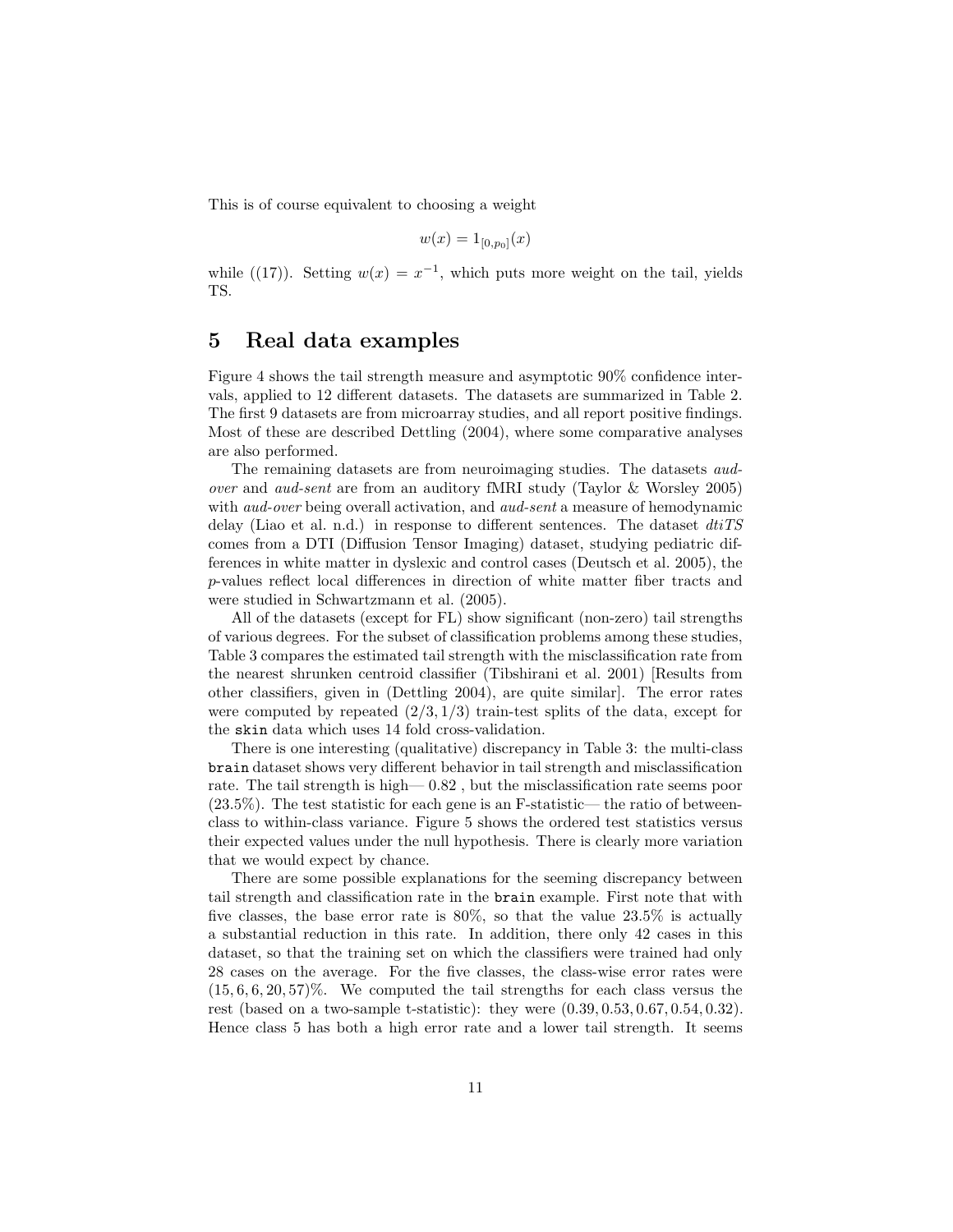This is of course equivalent to choosing a weight

$$w(x) = 1_{[0,p_0]}(x)$$

while ((17)). Setting $w(x) = x^{-1}$, which puts more weight on the tail, yields TS.

# 5 Real data examples

Figure 4 shows the tail strength measure and asymptotic 90% confidence intervals, applied to 12 different datasets. The datasets are summarized in Table 2. The first 9 datasets are from microarray studies, and all report positive findings. Most of these are described Dettling (2004), where some comparative analyses are also performed.

The remaining datasets are from neuroimaging studies. The datasets *aud-over* and *aud-sent* are from an auditory fMRI study (Taylor & Worsley 2005) with *aud-over* being overall activation, and *aud-sent* a measure of hemodynamic delay (Liao et al. n.d.) in response to different sentences. The dataset *dtiTS* comes from a DTI (Diffusion Tensor Imaging) dataset, studying pediatric differences in white matter in dyslexic and control cases (Deutsch et al. 2005), the $p$-values reflect local differences in direction of white matter fiber tracts and were studied in Schwartzmann et al. (2005).

All of the datasets (except for FL) show significant (non-zero) tail strengths of various degrees. For the subset of classification problems among these studies, Table 3 compares the estimated tail strength with the misclassification rate from the nearest shrunken centroid classifier (Tibshirani et al. 2001) [Results from other classifiers, given in (Dettling 2004), are quite similar]. The error rates were computed by repeated $(2/3, 1/3)$ train-test splits of the data, except for the `skin` data which uses 14 fold cross-validation.

There is one interesting (qualitative) discrepancy in Table 3: the multi-class `brain` dataset shows very different behavior in tail strength and misclassification rate. The tail strength is high— 0.82 , but the misclassification rate seems poor (23.5%). The test statistic for each gene is an F-statistic— the ratio of between-class to within-class variance. Figure 5 shows the ordered test statistics versus their expected values under the null hypothesis. There is clearly more variation that we would expect by chance.

There are some possible explanations for the seeming discrepancy between tail strength and classification rate in the `brain` example. First note that with five classes, the base error rate is 80%, so that the value 23.5% is actually a substantial reduction in this rate. In addition, there only 42 cases in this dataset, so that the training set on which the classifiers were trained had only 28 cases on the average. For the five classes, the class-wise error rates were $(15, 6, 6, 20, 57)$%. We computed the tail strengths for each class versus the rest (based on a two-sample t-statistic): they were $(0.39, 0.53, 0.67, 0.54, 0.32)$. Hence class 5 has both a high error rate and a lower tail strength. It seems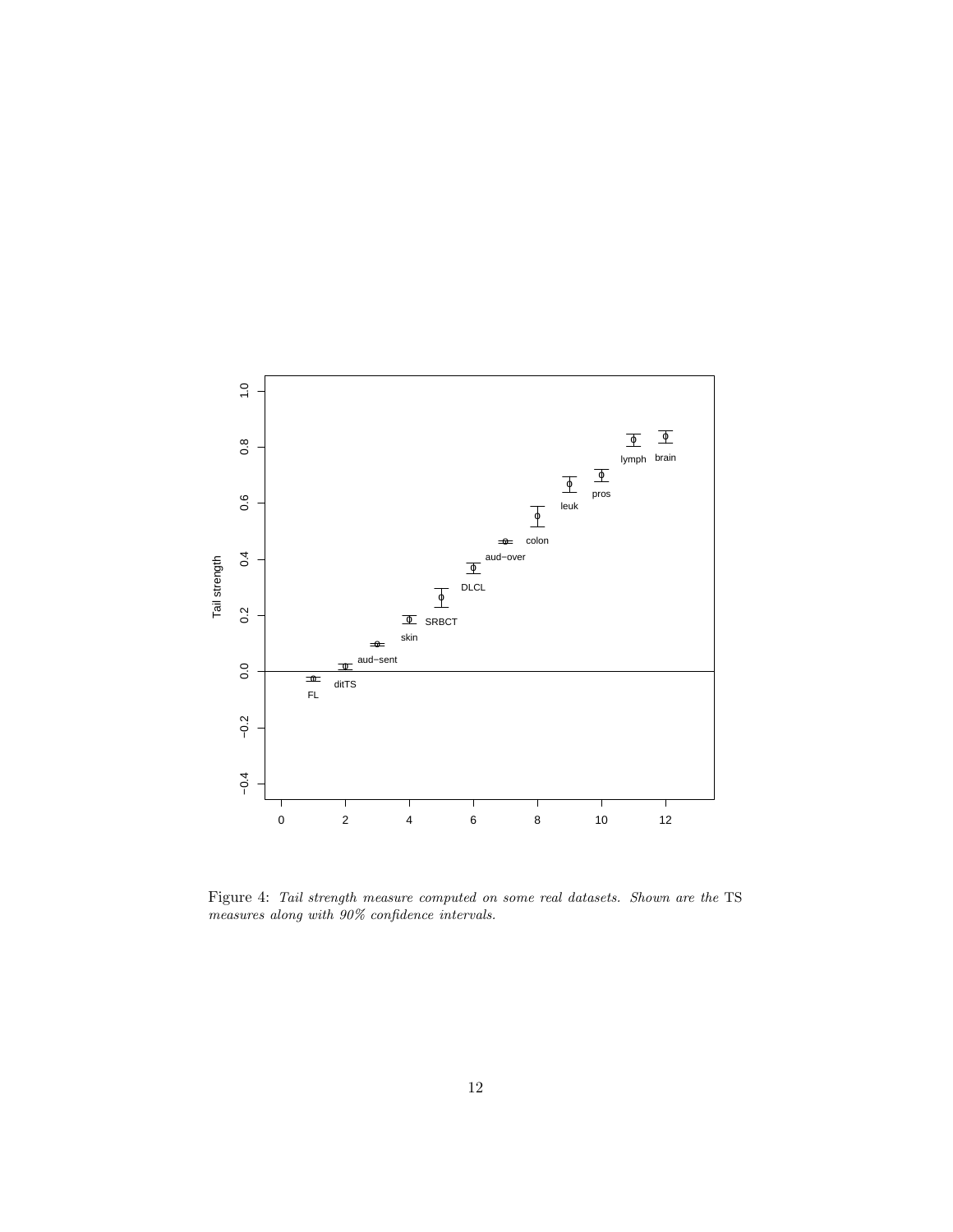Figure 4: *Tail strength measure computed on some real datasets. Shown are the* TS *measures along with 90% confidence intervals.*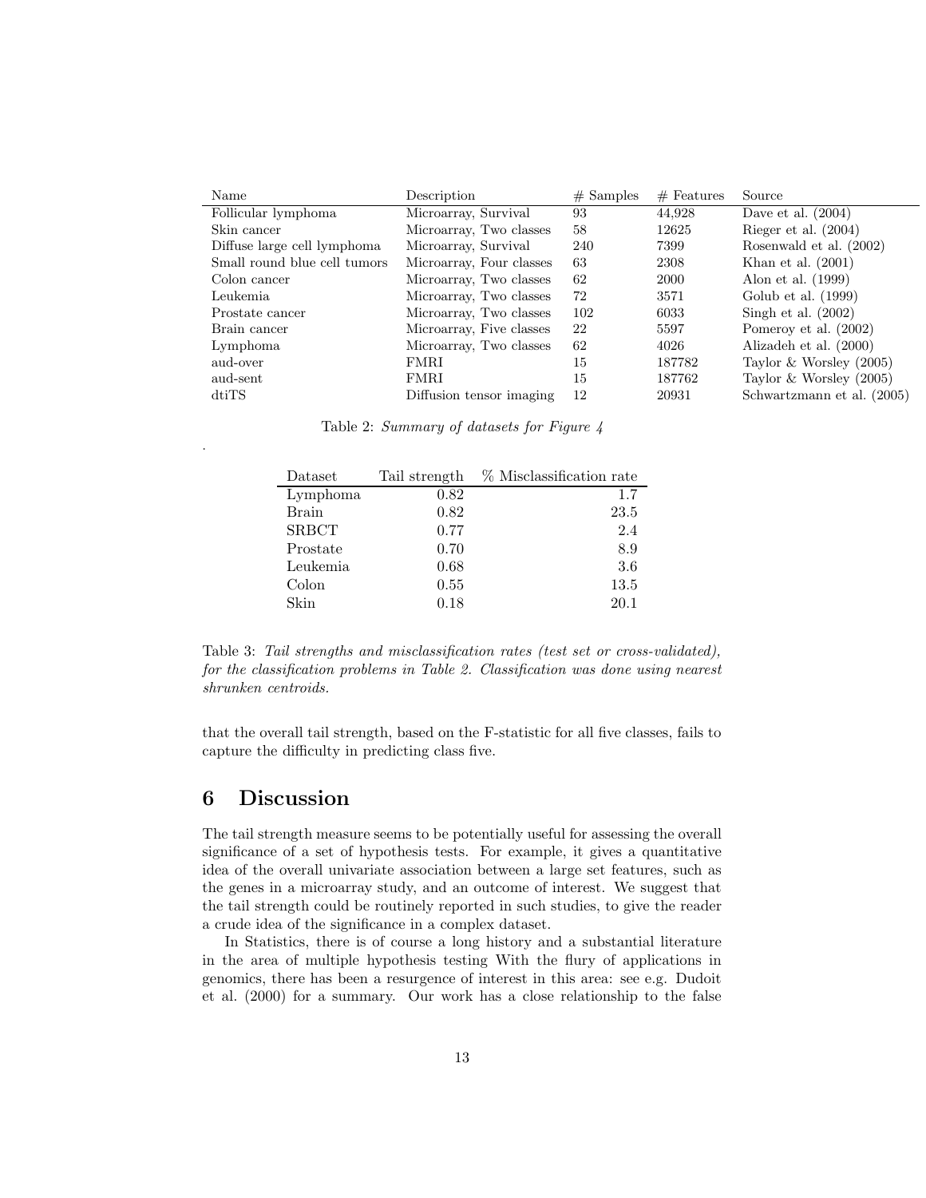| Name | Description | # Samples | # Features | Source |
|---|---|---|---|---|
| Follicular lymphoma | Microarray, Survival | 93 | 44,928 | Dave et al. (2004) |
| Skin cancer | Microarray, Two classes | 58 | 12625 | Rieger et al. (2004) |
| Diffuse large cell lymphoma | Microarray, Survival | 240 | 7399 | Rosenwald et al. (2002) |
| Small round blue cell tumors | Microarray, Four classes | 63 | 2308 | Khan et al. (2001) |
| Colon cancer | Microarray, Two classes | 62 | 2000 | Alon et al. (1999) |
| Leukemia | Microarray, Two classes | 72 | 3571 | Golub et al. (1999) |
| Prostate cancer | Microarray, Two classes | 102 | 6033 | Singh et al. (2002) |
| Brain cancer | Microarray, Five classes | 22 | 5597 | Pomeroy et al. (2002) |
| Lymphoma | Microarray, Two classes | 62 | 4026 | Alizadeh et al. (2000) |
| aud-over | FMRI | 15 | 187782 | Taylor & Worsley (2005) |
| aud-sent | FMRI | 15 | 187762 | Taylor & Worsley (2005) |
| dtiTS | Diffusion tensor imaging | 12 | 20931 | Schwartzmann et al. (2005) |

Table 2: *Summary of datasets for Figure 4*

.

| Dataset | Tail strength | % Misclassification rate |
|---|---|---|
| Lymphoma | 0.82 | 1.7 |
| Brain | 0.82 | 23.5 |
| SRBCT | 0.77 | 2.4 |
| Prostate | 0.70 | 8.9 |
| Leukemia | 0.68 | 3.6 |
| Colon | 0.55 | 13.5 |
| Skin | 0.18 | 20.1 |

Table 3: *Tail strengths and misclassification rates (test set or cross-validated), for the classification problems in Table 2. Classification was done using nearest shrunken centroids.*

that the overall tail strength, based on the F-statistic for all five classes, fails to capture the difficulty in predicting class five.

## 6 Discussion

The tail strength measure seems to be potentially useful for assessing the overall significance of a set of hypothesis tests. For example, it gives a quantitative idea of the overall univariate association between a large set features, such as the genes in a microarray study, and an outcome of interest. We suggest that the tail strength could be routinely reported in such studies, to give the reader a crude idea of the significance in a complex dataset.

In Statistics, there is of course a long history and a substantial literature in the area of multiple hypothesis testing With the flury of applications in genomics, there has been a resurgence of interest in this area: see e.g. Dudoit et al. (2000) for a summary. Our work has a close relationship to the false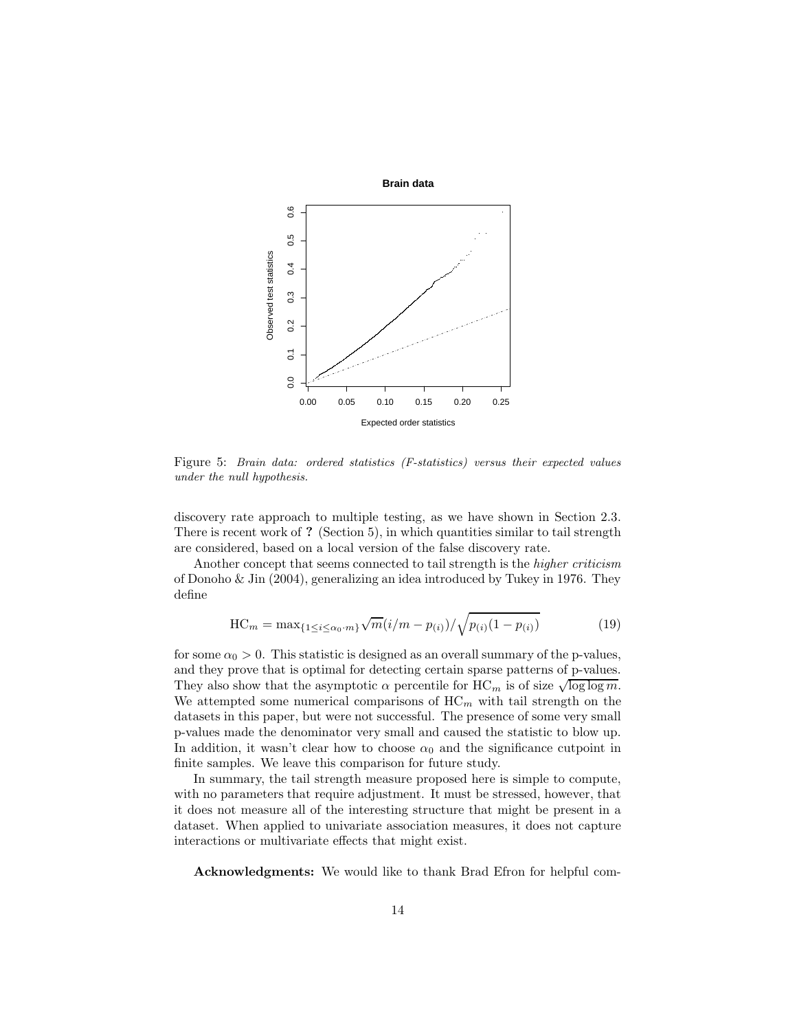Figure 5: *Brain data: ordered statistics (F-statistics) versus their expected values under the null hypothesis.*

discovery rate approach to multiple testing, as we have shown in Section 2.3. There is recent work of **?** (Section 5), in which quantities similar to tail strength are considered, based on a local version of the false discovery rate.

Another concept that seems connected to tail strength is the *higher criticism* of Donoho & Jin (2004), generalizing an idea introduced by Tukey in 1976. They define

$$\mathrm{HC}_m = \max_{\{1 \le i \le \alpha_0 \cdot m\}} \sqrt{m}(i/m - p_{(i)}) / \sqrt{p_{(i)}(1 - p_{(i)})} \tag{19}$$

for some $\alpha_0 > 0$. This statistic is designed as an overall summary of the p-values, and they prove that is optimal for detecting certain sparse patterns of p-values. They also show that the asymptotic $\alpha$ percentile for $\mathrm{HC}_m$ is of size $\sqrt{\log \log m}$. We attempted some numerical comparisons of $\mathrm{HC}_m$ with tail strength on the datasets in this paper, but were not successful. The presence of some very small p-values made the denominator very small and caused the statistic to blow up. In addition, it wasn't clear how to choose $\alpha_0$ and the significance cutpoint in finite samples. We leave this comparison for future study.

In summary, the tail strength measure proposed here is simple to compute, with no parameters that require adjustment. It must be stressed, however, that it does not measure all of the interesting structure that might be present in a dataset. When applied to univariate association measures, it does not capture interactions or multivariate effects that might exist.

**Acknowledgments:** We would like to thank Brad Efron for helpful com-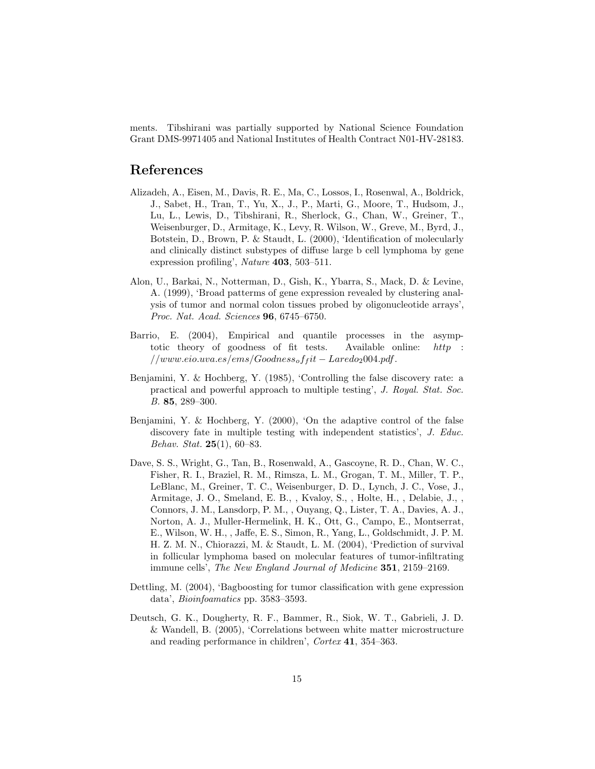ments. Tibshirani was partially supported by National Science Foundation Grant DMS-9971405 and National Institutes of Health Contract N01-HV-28183.

# References

Alizadeh, A., Eisen, M., Davis, R. E., Ma, C., Lossos, I., Rosenwal, A., Boldrick, J., Sabet, H., Tran, T., Yu, X., J., P., Marti, G., Moore, T., Hudsom, J., Lu, L., Lewis, D., Tibshirani, R., Sherlock, G., Chan, W., Greiner, T., Weisenburger, D., Armitage, K., Levy, R. Wilson, W., Greve, M., Byrd, J., Botstein, D., Brown, P. & Staudt, L. (2000), 'Identification of molecularly and clinically distinct substypes of diffuse large b cell lymphoma by gene expression profiling', *Nature* **403**, 503–511.

Alon, U., Barkai, N., Notterman, D., Gish, K., Ybarra, S., Mack, D. & Levine, A. (1999), 'Broad patterms of gene expression revealed by clustering analysis of tumor and normal colon tissues probed by oligonucleotide arrays', *Proc. Nat. Acad. Sciences* **96**, 6745–6750.

Barrio, E. (2004), Empirical and quantile processes in the asymptotic theory of goodness of fit tests. Available online: $http://www.eio.uva.es/ems/Goodness_off it - Laredo_2004.pdf$.

Benjamini, Y. & Hochberg, Y. (1985), 'Controlling the false discovery rate: a practical and powerful approach to multiple testing', *J. Royal. Stat. Soc. B.* **85**, 289–300.

Benjamini, Y. & Hochberg, Y. (2000), 'On the adaptive control of the false discovery fate in multiple testing with independent statistics', *J. Educ. Behav. Stat.* **25**(1), 60–83.

Dave, S. S., Wright, G., Tan, B., Rosenwald, A., Gascoyne, R. D., Chan, W. C., Fisher, R. I., Braziel, R. M., Rimsza, L. M., Grogan, T. M., Miller, T. P., LeBlanc, M., Greiner, T. C., Weisenburger, D. D., Lynch, J. C., Vose, J., Armitage, J. O., Smeland, E. B., , Kvaloy, S., , Holte, H., , Delabie, J., , Connors, J. M., Lansdorp, P. M., , Ouyang, Q., Lister, T. A., Davies, A. J., Norton, A. J., Muller-Hermelink, H. K., Ott, G., Campo, E., Montserrat, E., Wilson, W. H., , Jaffe, E. S., Simon, R., Yang, L., Goldschmidt, J. P. M. H. Z. M. N., Chiorazzi, M. & Staudt, L. M. (2004), 'Prediction of survival in follicular lymphoma based on molecular features of tumor-infiltrating immune cells', *The New England Journal of Medicine* **351**, 2159–2169.

Dettling, M. (2004), 'Bagboosting for tumor classification with gene expression data', *Bioinfoamatics* pp. 3583–3593.

Deutsch, G. K., Dougherty, R. F., Bammer, R., Siok, W. T., Gabrieli, J. D. & Wandell, B. (2005), 'Correlations between white matter microstructure and reading performance in children', *Cortex* **41**, 354–363.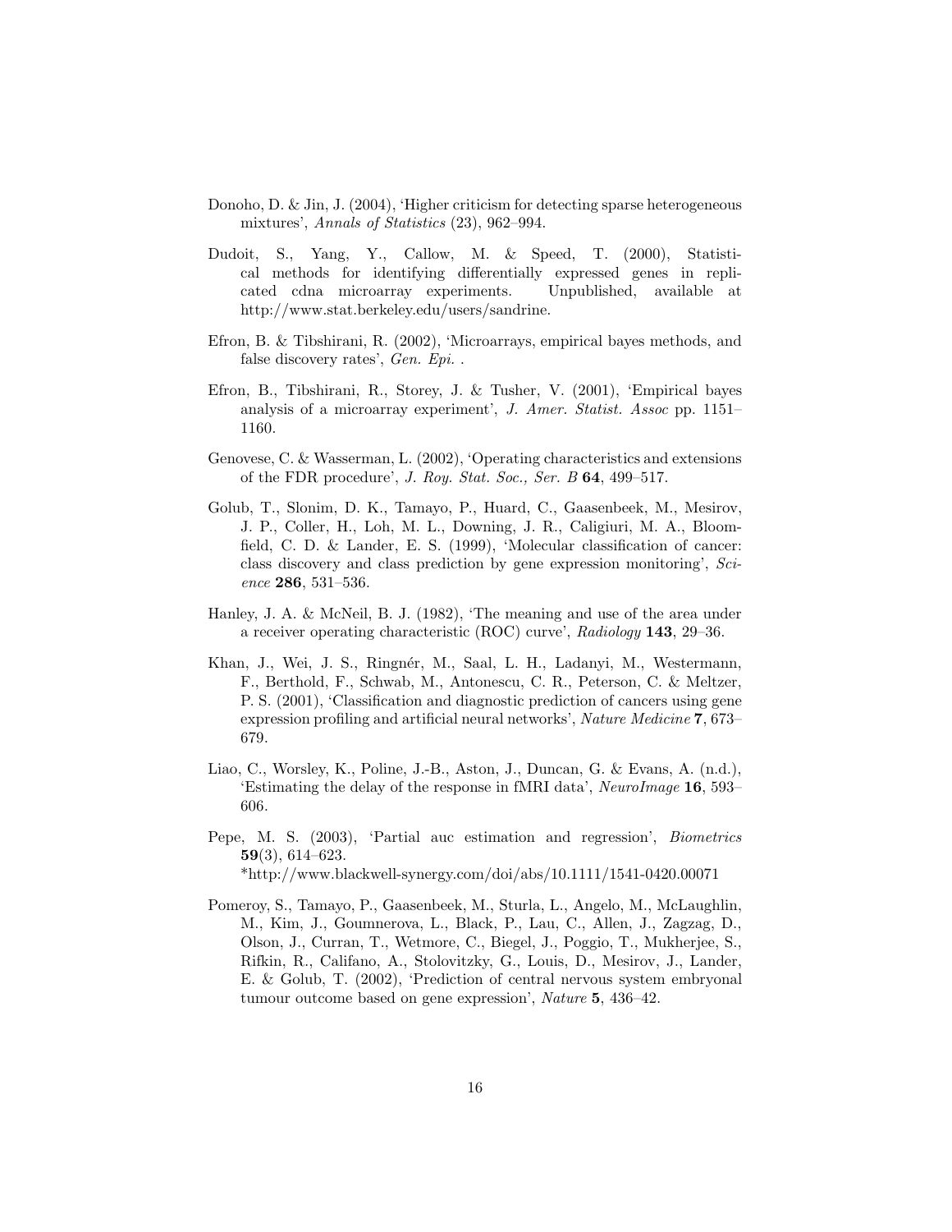Donoho, D. & Jin, J. (2004), 'Higher criticism for detecting sparse heterogeneous mixtures', *Annals of Statistics* (23), 962–994.

Dudoit, S., Yang, Y., Callow, M. & Speed, T. (2000), Statistical methods for identifying differentially expressed genes in replicated cdna microarray experiments. Unpublished, available at http://www.stat.berkeley.edu/users/sandrine.

Efron, B. & Tibshirani, R. (2002), 'Microarrays, empirical bayes methods, and false discovery rates', *Gen. Epi.* .

Efron, B., Tibshirani, R., Storey, J. & Tusher, V. (2001), 'Empirical bayes analysis of a microarray experiment', *J. Amer. Statist. Assoc* pp. 1151–1160.

Genovese, C. & Wasserman, L. (2002), 'Operating characteristics and extensions of the FDR procedure', *J. Roy. Stat. Soc., Ser. B* **64**, 499–517.

Golub, T., Slonim, D. K., Tamayo, P., Huard, C., Gaasenbeek, M., Mesirov, J. P., Coller, H., Loh, M. L., Downing, J. R., Caligiuri, M. A., Bloomfield, C. D. & Lander, E. S. (1999), 'Molecular classification of cancer: class discovery and class prediction by gene expression monitoring', *Science* **286**, 531–536.

Hanley, J. A. & McNeil, B. J. (1982), 'The meaning and use of the area under a receiver operating characteristic (ROC) curve', *Radiology* **143**, 29–36.

Khan, J., Wei, J. S., Ringnér, M., Saal, L. H., Ladanyi, M., Westermann, F., Berthold, F., Schwab, M., Antonescu, C. R., Peterson, C. & Meltzer, P. S. (2001), 'Classification and diagnostic prediction of cancers using gene expression profiling and artificial neural networks', *Nature Medicine* **7**, 673–679.

Liao, C., Worsley, K., Poline, J.-B., Aston, J., Duncan, G. & Evans, A. (n.d.), 'Estimating the delay of the response in fMRI data', *NeuroImage* **16**, 593–606.

Pepe, M. S. (2003), 'Partial auc estimation and regression', *Biometrics* **59**(3), 614–623.
*http://www.blackwell-synergy.com/doi/abs/10.1111/1541-0420.00071

Pomeroy, S., Tamayo, P., Gaasenbeek, M., Sturla, L., Angelo, M., McLaughlin, M., Kim, J., Goumnerova, L., Black, P., Lau, C., Allen, J., Zagzag, D., Olson, J., Curran, T., Wetmore, C., Biegel, J., Poggio, T., Mukherjee, S., Rifkin, R., Califano, A., Stolovitzky, G., Louis, D., Mesirov, J., Lander, E. & Golub, T. (2002), 'Prediction of central nervous system embryonal tumour outcome based on gene expression', *Nature* **5**, 436–42.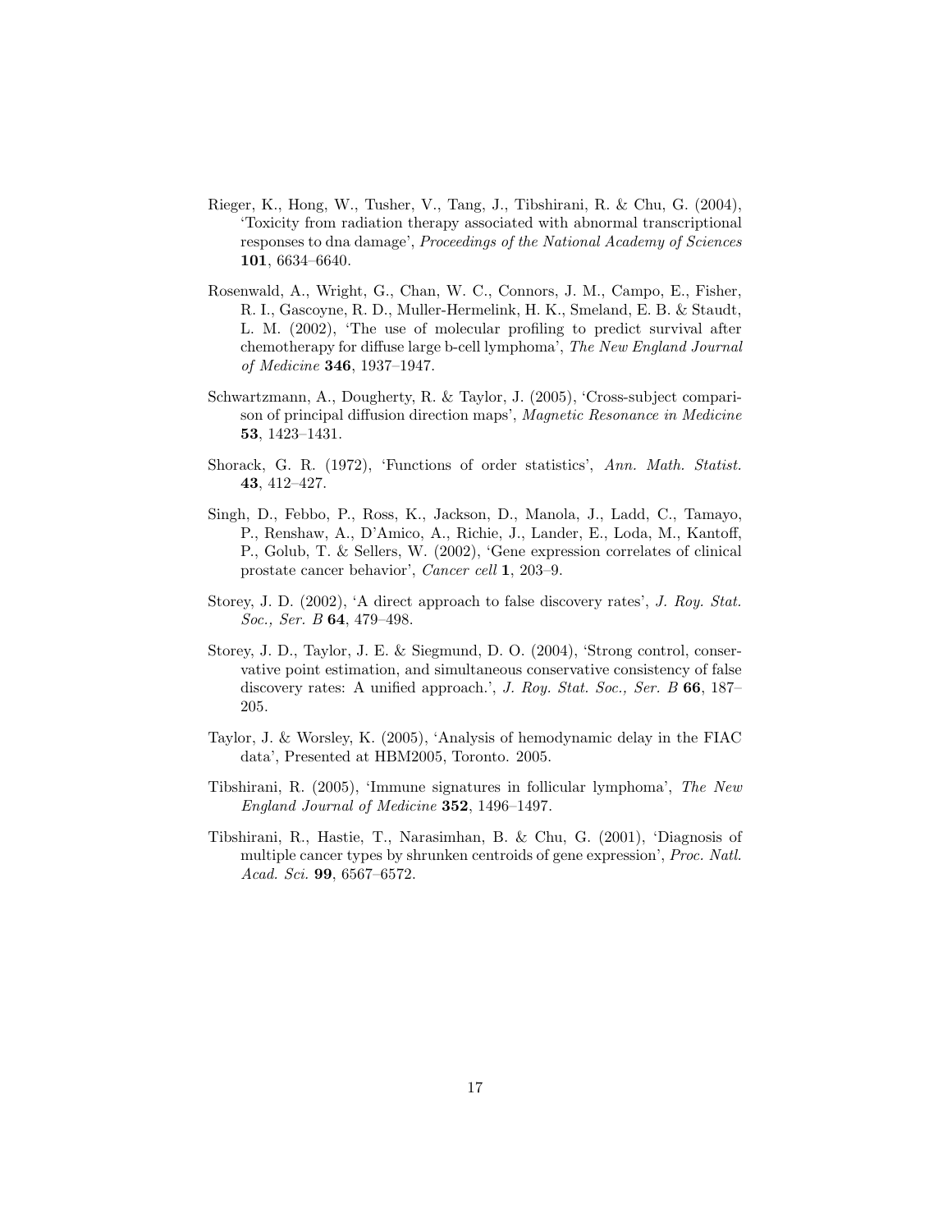Rieger, K., Hong, W., Tusher, V., Tang, J., Tibshirani, R. & Chu, G. (2004), 'Toxicity from radiation therapy associated with abnormal transcriptional responses to dna damage', *Proceedings of the National Academy of Sciences* **101**, 6634–6640.

Rosenwald, A., Wright, G., Chan, W. C., Connors, J. M., Campo, E., Fisher, R. I., Gascoyne, R. D., Muller-Hermelink, H. K., Smeland, E. B. & Staudt, L. M. (2002), 'The use of molecular profiling to predict survival after chemotherapy for diffuse large b-cell lymphoma', *The New England Journal of Medicine* **346**, 1937–1947.

Schwartzmann, A., Dougherty, R. & Taylor, J. (2005), 'Cross-subject comparison of principal diffusion direction maps', *Magnetic Resonance in Medicine* **53**, 1423–1431.

Shorack, G. R. (1972), 'Functions of order statistics', *Ann. Math. Statist.* **43**, 412–427.

Singh, D., Febbo, P., Ross, K., Jackson, D., Manola, J., Ladd, C., Tamayo, P., Renshaw, A., D'Amico, A., Richie, J., Lander, E., Loda, M., Kantoff, P., Golub, T. & Sellers, W. (2002), 'Gene expression correlates of clinical prostate cancer behavior', *Cancer cell* **1**, 203–9.

Storey, J. D. (2002), 'A direct approach to false discovery rates', *J. Roy. Stat. Soc., Ser. B* **64**, 479–498.

Storey, J. D., Taylor, J. E. & Siegmund, D. O. (2004), 'Strong control, conservative point estimation, and simultaneous conservative consistency of false discovery rates: A unified approach.', *J. Roy. Stat. Soc., Ser. B* **66**, 187–205.

Taylor, J. & Worsley, K. (2005), 'Analysis of hemodynamic delay in the FIAC data', Presented at HBM2005, Toronto. 2005.

Tibshirani, R. (2005), 'Immune signatures in follicular lymphoma', *The New England Journal of Medicine* **352**, 1496–1497.

Tibshirani, R., Hastie, T., Narasimhan, B. & Chu, G. (2001), 'Diagnosis of multiple cancer types by shrunken centroids of gene expression', *Proc. Natl. Acad. Sci.* **99**, 6567–6572.